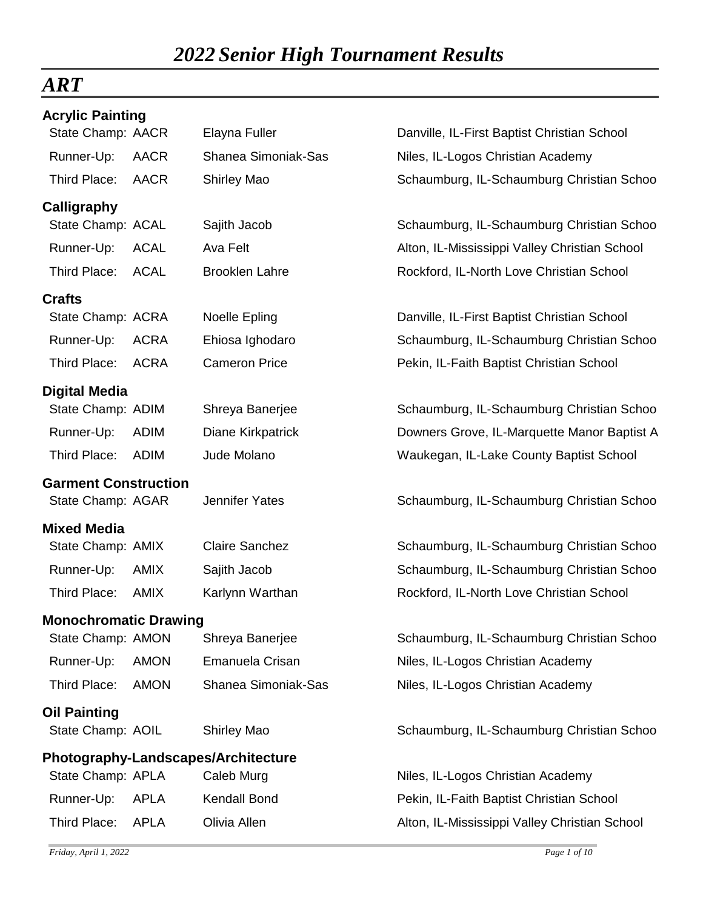# *2022 Senior High Tournament Results*

## *ART*

### Acrylic Painting

| | | | |
|---|---|---|---|
| State Champ: | AACR | Elayna Fuller | Danville, IL-First Baptist Christian School |
| Runner-Up: | AACR | Shanea Simoniak-Sas | Niles, IL-Logos Christian Academy |
| Third Place: | AACR | Shirley Mao | Schaumburg, IL-Schaumburg Christian Schoo |

### Calligraphy

| | | | |
|---|---|---|---|
| State Champ: | ACAL | Sajith Jacob | Schaumburg, IL-Schaumburg Christian Schoo |
| Runner-Up: | ACAL | Ava Felt | Alton, IL-Mississippi Valley Christian School |
| Third Place: | ACAL | Brooklen Lahre | Rockford, IL-North Love Christian School |

### Crafts

| | | | |
|---|---|---|---|
| State Champ: | ACRA | Noelle Epling | Danville, IL-First Baptist Christian School |
| Runner-Up: | ACRA | Ehiosa Ighodaro | Schaumburg, IL-Schaumburg Christian Schoo |
| Third Place: | ACRA | Cameron Price | Pekin, IL-Faith Baptist Christian School |

### Digital Media

| | | | |
|---|---|---|---|
| State Champ: | ADIM | Shreya Banerjee | Schaumburg, IL-Schaumburg Christian Schoo |
| Runner-Up: | ADIM | Diane Kirkpatrick | Downers Grove, IL-Marquette Manor Baptist A |
| Third Place: | ADIM | Jude Molano | Waukegan, IL-Lake County Baptist School |

### Garment Construction

| | | | |
|---|---|---|---|
| State Champ: | AGAR | Jennifer Yates | Schaumburg, IL-Schaumburg Christian Schoo |

### Mixed Media

| | | | |
|---|---|---|---|
| State Champ: | AMIX | Claire Sanchez | Schaumburg, IL-Schaumburg Christian Schoo |
| Runner-Up: | AMIX | Sajith Jacob | Schaumburg, IL-Schaumburg Christian Schoo |
| Third Place: | AMIX | Karlynn Warthan | Rockford, IL-North Love Christian School |

### Monochromatic Drawing

| | | | |
|---|---|---|---|
| State Champ: | AMON | Shreya Banerjee | Schaumburg, IL-Schaumburg Christian Schoo |
| Runner-Up: | AMON | Emanuela Crisan | Niles, IL-Logos Christian Academy |
| Third Place: | AMON | Shanea Simoniak-Sas | Niles, IL-Logos Christian Academy |

### Oil Painting

| | | | |
|---|---|---|---|
| State Champ: | AOIL | Shirley Mao | Schaumburg, IL-Schaumburg Christian Schoo |

### Photography-Landscapes/Architecture

| | | | |
|---|---|---|---|
| State Champ: | APLA | Caleb Murg | Niles, IL-Logos Christian Academy |
| Runner-Up: | APLA | Kendall Bond | Pekin, IL-Faith Baptist Christian School |
| Third Place: | APLA | Olivia Allen | Alton, IL-Mississippi Valley Christian School |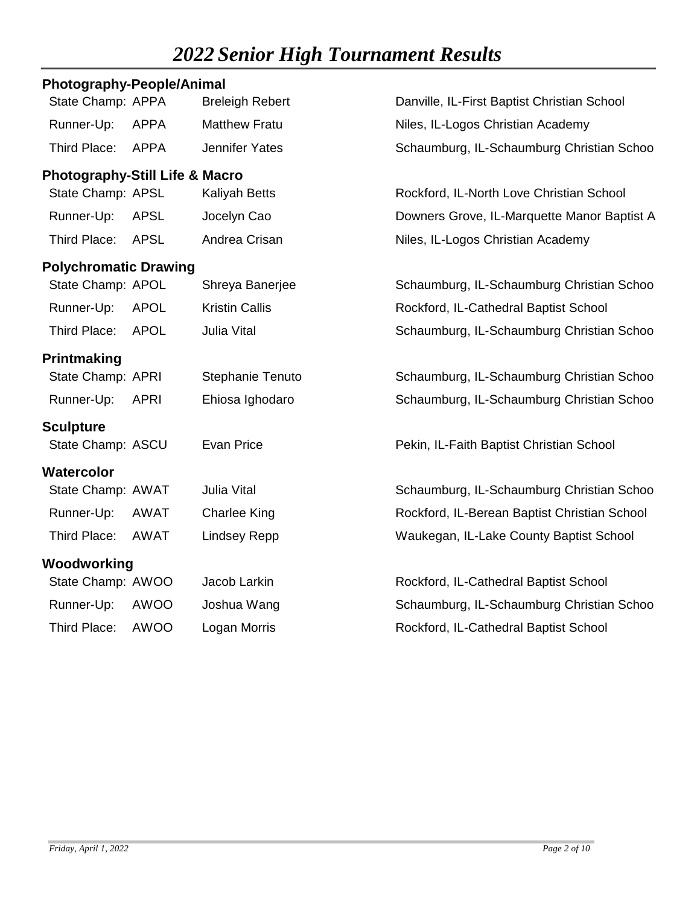# *2022 Senior High Tournament Results*

### Photography-People/Animal

| | | | |
|---|---|---|---|
| State Champ: | APPA | Breleigh Robert | Danville, IL-First Baptist Christian School |
| Runner-Up: | APPA | Matthew Fratu | Niles, IL-Logos Christian Academy |
| Third Place: | APPA | Jennifer Yates | Schaumburg, IL-Schaumburg Christian Schoo |

### Photography-Still Life & Macro

| | | | |
|---|---|---|---|
| State Champ: | APSL | Kaliyah Betts | Rockford, IL-North Love Christian School |
| Runner-Up: | APSL | Jocelyn Cao | Downers Grove, IL-Marquette Manor Baptist A |
| Third Place: | APSL | Andrea Crisan | Niles, IL-Logos Christian Academy |

### Polychromatic Drawing

| | | | |
|---|---|---|---|
| State Champ: | APOL | Shreya Banerjee | Schaumburg, IL-Schaumburg Christian Schoo |
| Runner-Up: | APOL | Kristin Callis | Rockford, IL-Cathedral Baptist School |
| Third Place: | APOL | Julia Vital | Schaumburg, IL-Schaumburg Christian Schoo |

### Printmaking

| | | | |
|---|---|---|---|
| State Champ: | APRI | Stephanie Tenuto | Schaumburg, IL-Schaumburg Christian Schoo |
| Runner-Up: | APRI | Ehiosa Ighodaro | Schaumburg, IL-Schaumburg Christian Schoo |

### Sculpture

| | | | |
|---|---|---|---|
| State Champ: | ASCU | Evan Price | Pekin, IL-Faith Baptist Christian School |

### Watercolor

| | | | |
|---|---|---|---|
| State Champ: | AWAT | Julia Vital | Schaumburg, IL-Schaumburg Christian Schoo |
| Runner-Up: | AWAT | Charlee King | Rockford, IL-Berean Baptist Christian School |
| Third Place: | AWAT | Lindsey Repp | Waukegan, IL-Lake County Baptist School |

### Woodworking

| | | | |
|---|---|---|---|
| State Champ: | AWOO | Jacob Larkin | Rockford, IL-Cathedral Baptist School |
| Runner-Up: | AWOO | Joshua Wang | Schaumburg, IL-Schaumburg Christian Schoo |
| Third Place: | AWOO | Logan Morris | Rockford, IL-Cathedral Baptist School |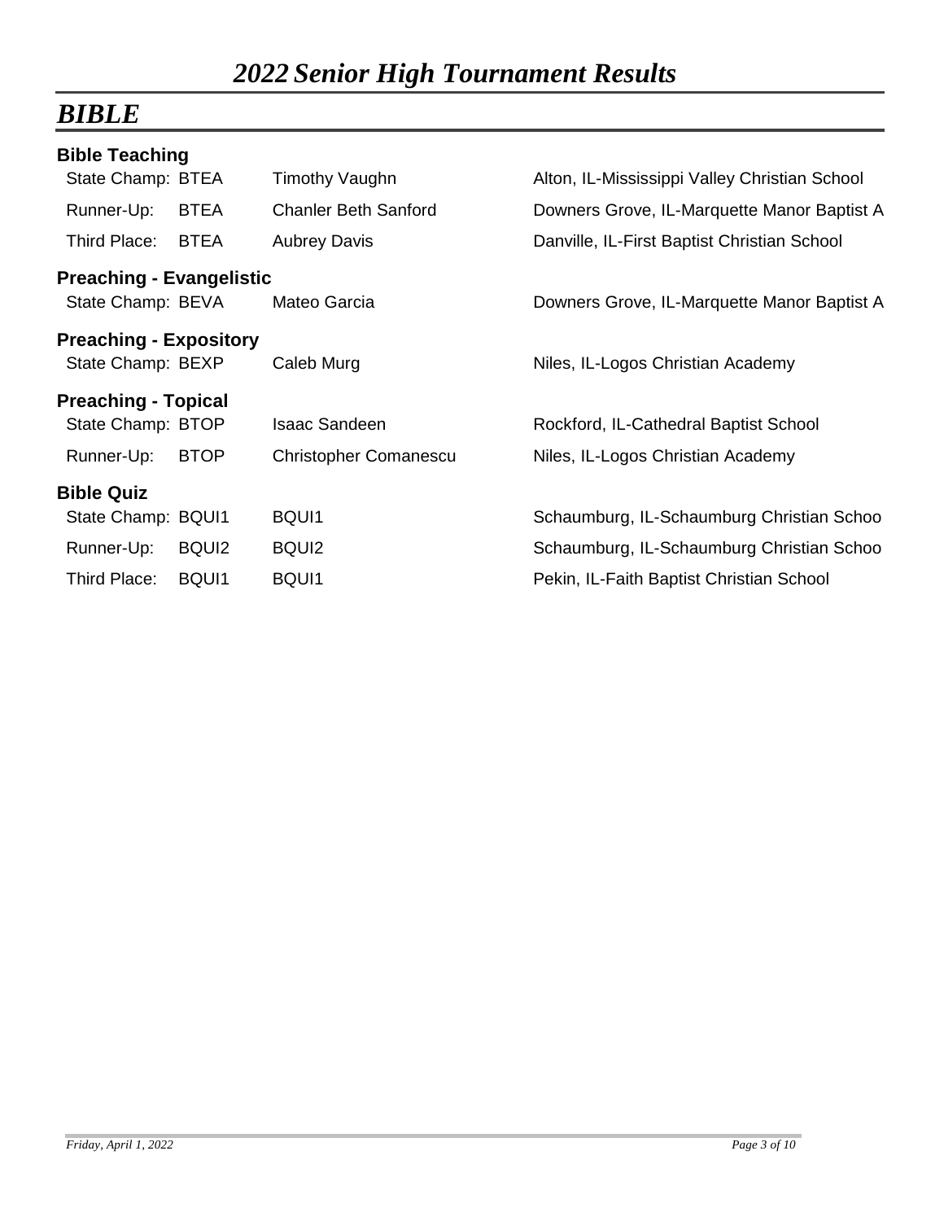# *2022 Senior High Tournament Results*

## *BIBLE*

### Bible Teaching

| | | | |
|---|---|---|---|
| State Champ: | BTEA | Timothy Vaughn | Alton, IL-Mississippi Valley Christian School |
| Runner-Up: | BTEA | Chanler Beth Sanford | Downers Grove, IL-Marquette Manor Baptist A |
| Third Place: | BTEA | Aubrey Davis | Danville, IL-First Baptist Christian School |

### Preaching - Evangelistic

| | | | |
|---|---|---|---|
| State Champ: | BEVA | Mateo Garcia | Downers Grove, IL-Marquette Manor Baptist A |

### Preaching - Expository

| | | | |
|---|---|---|---|
| State Champ: | BEXP | Caleb Murg | Niles, IL-Logos Christian Academy |

### Preaching - Topical

| | | | |
|---|---|---|---|
| State Champ: | BTOP | Isaac Sandeen | Rockford, IL-Cathedral Baptist School |
| Runner-Up: | BTOP | Christopher Comanescu | Niles, IL-Logos Christian Academy |

### Bible Quiz

| | | | |
|---|---|---|---|
| State Champ: | BQUI1 | BQUI1 | Schaumburg, IL-Schaumburg Christian Schoo |
| Runner-Up: | BQUI2 | BQUI2 | Schaumburg, IL-Schaumburg Christian Schoo |
| Third Place: | BQUI1 | BQUI1 | Pekin, IL-Faith Baptist Christian School |

*Friday, April 1, 2022*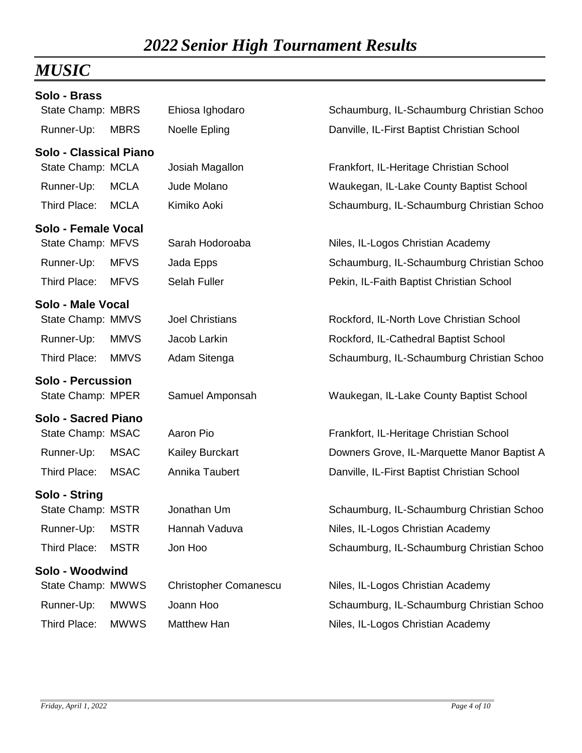# *2022 Senior High Tournament Results*

## *MUSIC*

### Solo - Brass

| | | | |
|---|---|---|---|
| State Champ: | MBRS | Ehiosa Ighodaro | Schaumburg, IL-Schaumburg Christian Schoo |
| Runner-Up: | MBRS | Noelle Epling | Danville, IL-First Baptist Christian School |

### Solo - Classical Piano

| | | | |
|---|---|---|---|
| State Champ: | MCLA | Josiah Magallon | Frankfort, IL-Heritage Christian School |
| Runner-Up: | MCLA | Jude Molano | Waukegan, IL-Lake County Baptist School |
| Third Place: | MCLA | Kimiko Aoki | Schaumburg, IL-Schaumburg Christian Schoo |

### Solo - Female Vocal

| | | | |
|---|---|---|---|
| State Champ: | MFVS | Sarah Hodoroaba | Niles, IL-Logos Christian Academy |
| Runner-Up: | MFVS | Jada Epps | Schaumburg, IL-Schaumburg Christian Schoo |
| Third Place: | MFVS | Selah Fuller | Pekin, IL-Faith Baptist Christian School |

### Solo - Male Vocal

| | | | |
|---|---|---|---|
| State Champ: | MMVS | Joel Christians | Rockford, IL-North Love Christian School |
| Runner-Up: | MMVS | Jacob Larkin | Rockford, IL-Cathedral Baptist School |
| Third Place: | MMVS | Adam Sitenga | Schaumburg, IL-Schaumburg Christian Schoo |

### Solo - Percussion

| | | | |
|---|---|---|---|
| State Champ: | MPER | Samuel Amponsah | Waukegan, IL-Lake County Baptist School |

### Solo - Sacred Piano

| | | | |
|---|---|---|---|
| State Champ: | MSAC | Aaron Pio | Frankfort, IL-Heritage Christian School |
| Runner-Up: | MSAC | Kailey Burckart | Downers Grove, IL-Marquette Manor Baptist A |
| Third Place: | MSAC | Annika Taubert | Danville, IL-First Baptist Christian School |

### Solo - String

| | | | |
|---|---|---|---|
| State Champ: | MSTR | Jonathan Um | Schaumburg, IL-Schaumburg Christian Schoo |
| Runner-Up: | MSTR | Hannah Vaduva | Niles, IL-Logos Christian Academy |
| Third Place: | MSTR | Jon Hoo | Schaumburg, IL-Schaumburg Christian Schoo |

### Solo - Woodwind

| | | | |
|---|---|---|---|
| State Champ: | MWWS | Christopher Comanescu | Niles, IL-Logos Christian Academy |
| Runner-Up: | MWWS | Joann Hoo | Schaumburg, IL-Schaumburg Christian Schoo |
| Third Place: | MWWS | Matthew Han | Niles, IL-Logos Christian Academy |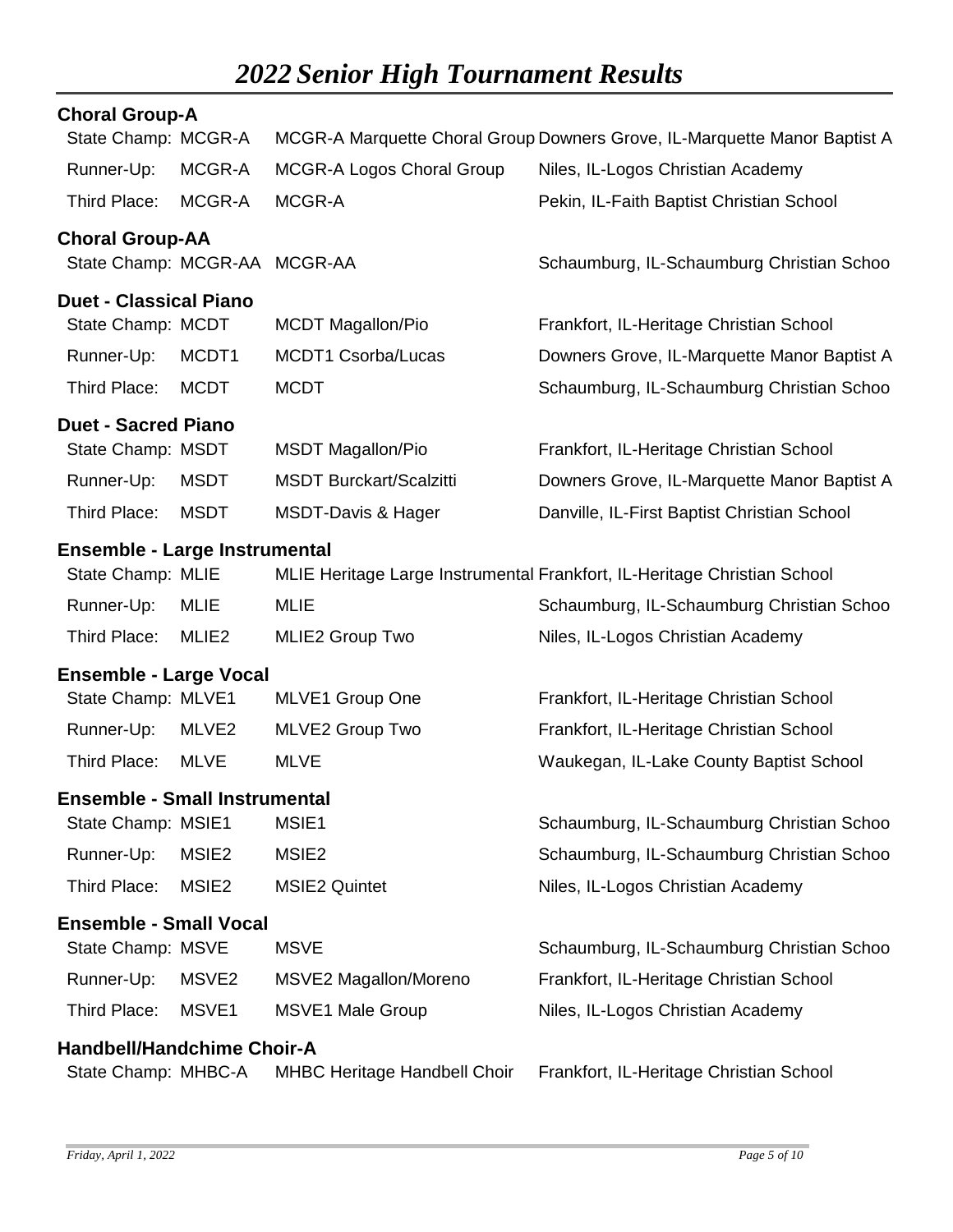# 2022 Senior High Tournament Results

### Choral Group-A

| Place | Code | Entry | School |
|---|---|---|---|
| State Champ: | MCGR-A | MCGR-A Marquette Choral Group | Downers Grove, IL-Marquette Manor Baptist A |
| Runner-Up: | MCGR-A | MCGR-A Logos Choral Group | Niles, IL-Logos Christian Academy |
| Third Place: | MCGR-A | MCGR-A | Pekin, IL-Faith Baptist Christian School |

### Choral Group-AA

| Place | Code | Entry | School |
|---|---|---|---|
| State Champ: | MCGR-AA | MCGR-AA | Schaumburg, IL-Schaumburg Christian Schoo |

### Duet - Classical Piano

| Place | Code | Entry | School |
|---|---|---|---|
| State Champ: | MCDT | MCDT Magallon/Pio | Frankfort, IL-Heritage Christian School |
| Runner-Up: | MCDT1 | MCDT1 Csorba/Lucas | Downers Grove, IL-Marquette Manor Baptist A |
| Third Place: | MCDT | MCDT | Schaumburg, IL-Schaumburg Christian Schoo |

### Duet - Sacred Piano

| Place | Code | Entry | School |
|---|---|---|---|
| State Champ: | MSDT | MSDT Magallon/Pio | Frankfort, IL-Heritage Christian School |
| Runner-Up: | MSDT | MSDT Burckart/Scalzitti | Downers Grove, IL-Marquette Manor Baptist A |
| Third Place: | MSDT | MSDT-Davis & Hager | Danville, IL-First Baptist Christian School |

### Ensemble - Large Instrumental

| Place | Code | Entry | School |
|---|---|---|---|
| State Champ: | MLIE | MLIE Heritage Large Instrumental | Frankfort, IL-Heritage Christian School |
| Runner-Up: | MLIE | MLIE | Schaumburg, IL-Schaumburg Christian Schoo |
| Third Place: | MLIE2 | MLIE2 Group Two | Niles, IL-Logos Christian Academy |

### Ensemble - Large Vocal

| Place | Code | Entry | School |
|---|---|---|---|
| State Champ: | MLVE1 | MLVE1 Group One | Frankfort, IL-Heritage Christian School |
| Runner-Up: | MLVE2 | MLVE2 Group Two | Frankfort, IL-Heritage Christian School |
| Third Place: | MLVE | MLVE | Waukegan, IL-Lake County Baptist School |

### Ensemble - Small Instrumental

| Place | Code | Entry | School |
|---|---|---|---|
| State Champ: | MSIE1 | MSIE1 | Schaumburg, IL-Schaumburg Christian Schoo |
| Runner-Up: | MSIE2 | MSIE2 | Schaumburg, IL-Schaumburg Christian Schoo |
| Third Place: | MSIE2 | MSIE2 Quintet | Niles, IL-Logos Christian Academy |

### Ensemble - Small Vocal

| Place | Code | Entry | School |
|---|---|---|---|
| State Champ: | MSVE | MSVE | Schaumburg, IL-Schaumburg Christian Schoo |
| Runner-Up: | MSVE2 | MSVE2 Magallon/Moreno | Frankfort, IL-Heritage Christian School |
| Third Place: | MSVE1 | MSVE1 Male Group | Niles, IL-Logos Christian Academy |

### Handbell/Handchime Choir-A

| Place | Code | Entry | School |
|---|---|---|---|
| State Champ: | MHBC-A | MHBC Heritage Handbell Choir | Frankfort, IL-Heritage Christian School |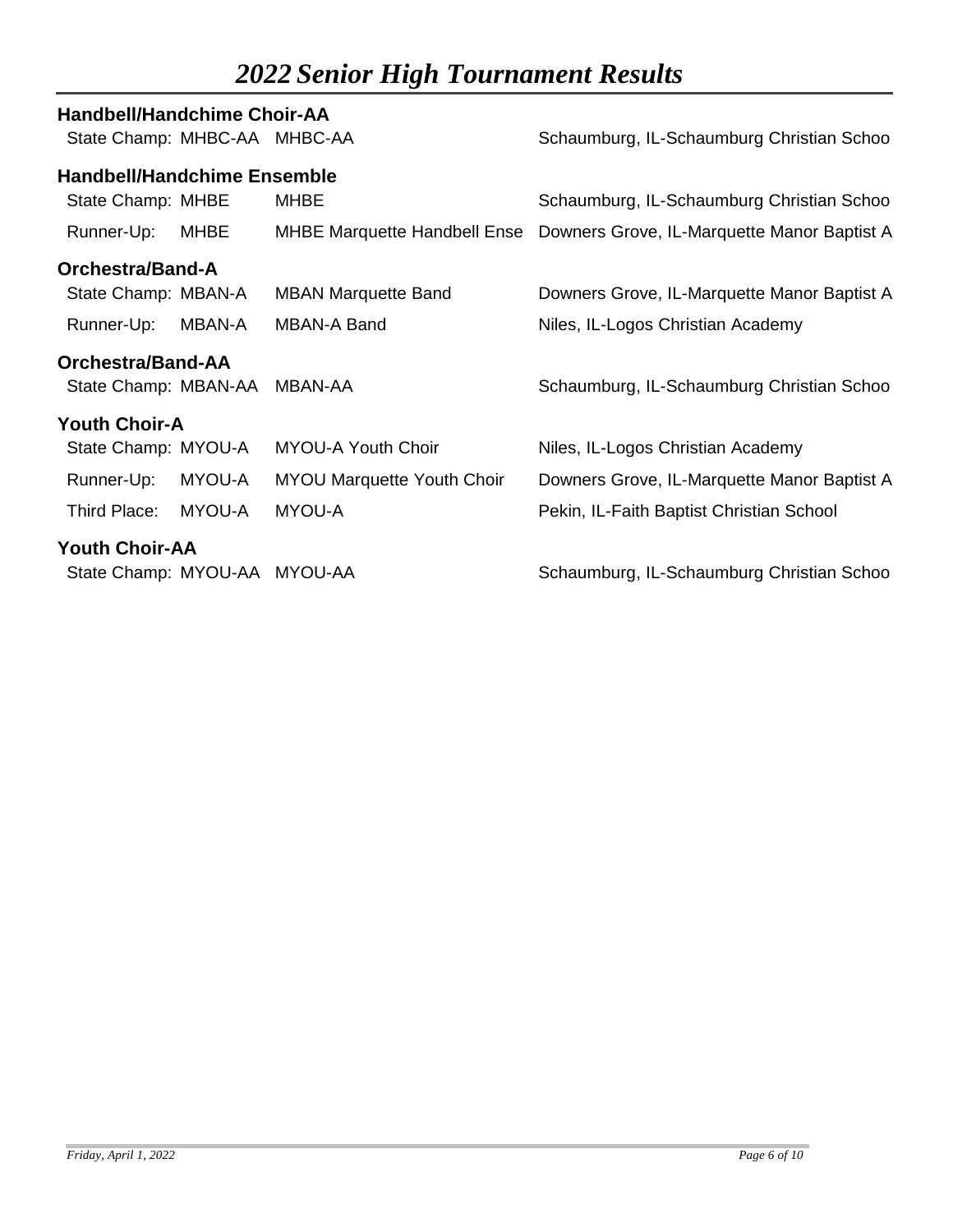# 2022 Senior High Tournament Results

### Handbell/Handchime Choir-AA

| | | | |
|---|---|---|---|
| State Champ: | MHBC-AA | MHBC-AA | Schaumburg, IL-Schaumburg Christian Schoo |

### Handbell/Handchime Ensemble

| | | | |
|---|---|---|---|
| State Champ: | MHBE | MHBE | Schaumburg, IL-Schaumburg Christian Schoo |
| Runner-Up: | MHBE | MHBE Marquette Handbell Ense | Downers Grove, IL-Marquette Manor Baptist A |

### Orchestra/Band-A

| | | | |
|---|---|---|---|
| State Champ: | MBAN-A | MBAN Marquette Band | Downers Grove, IL-Marquette Manor Baptist A |
| Runner-Up: | MBAN-A | MBAN-A Band | Niles, IL-Logos Christian Academy |

### Orchestra/Band-AA

| | | | |
|---|---|---|---|
| State Champ: | MBAN-AA | MBAN-AA | Schaumburg, IL-Schaumburg Christian Schoo |

### Youth Choir-A

| | | | |
|---|---|---|---|
| State Champ: | MYOU-A | MYOU-A Youth Choir | Niles, IL-Logos Christian Academy |
| Runner-Up: | MYOU-A | MYOU Marquette Youth Choir | Downers Grove, IL-Marquette Manor Baptist A |
| Third Place: | MYOU-A | MYOU-A | Pekin, IL-Faith Baptist Christian School |

### Youth Choir-AA

| | | | |
|---|---|---|---|
| State Champ: | MYOU-AA | MYOU-AA | Schaumburg, IL-Schaumburg Christian Schoo |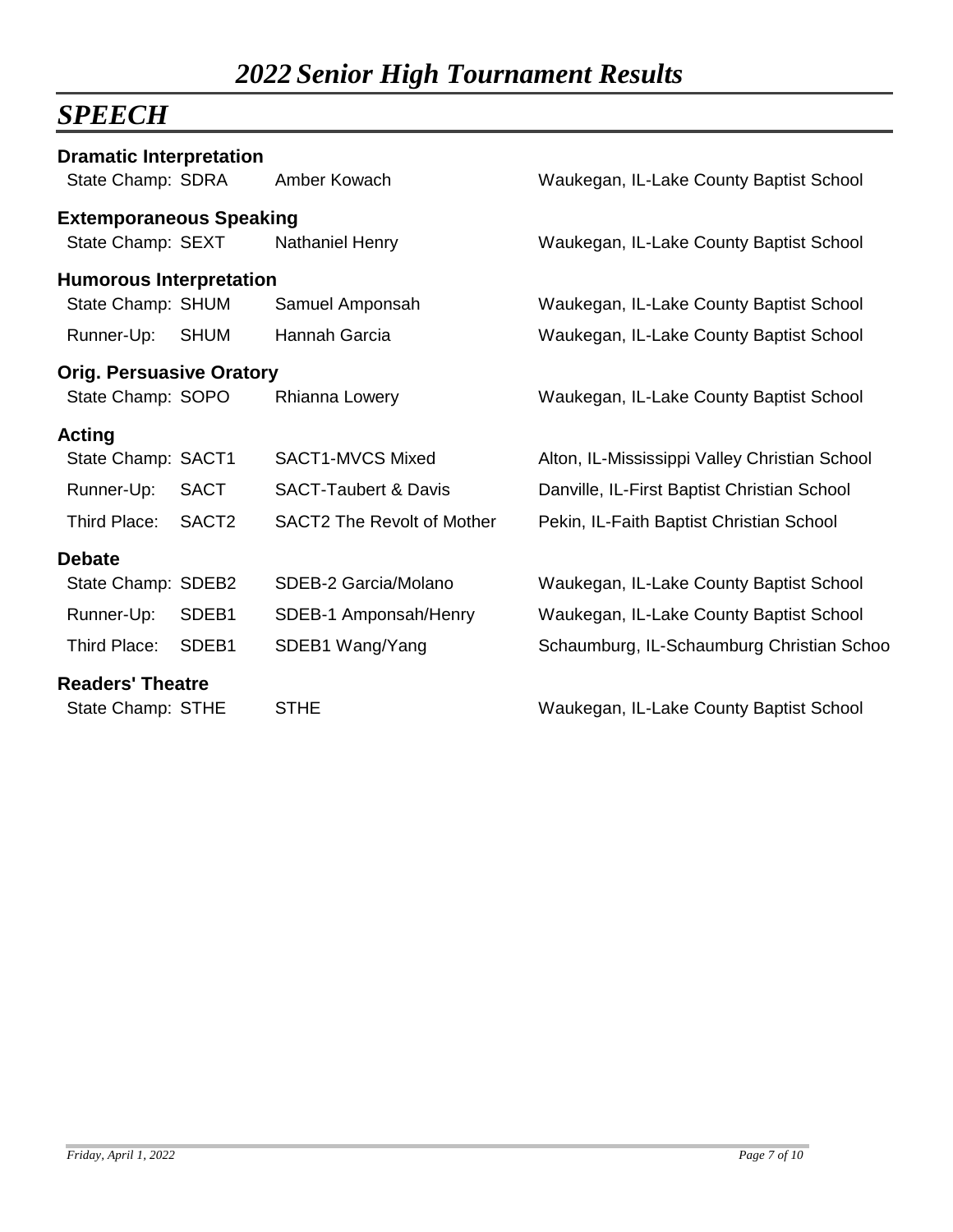# *2022 Senior High Tournament Results*

## *SPEECH*

### Dramatic Interpretation

| | | | |
|---|---|---|---|
| State Champ: | SDRA | Amber Kowach | Waukegan, IL-Lake County Baptist School |

### Extemporaneous Speaking

| | | | |
|---|---|---|---|
| State Champ: | SEXT | Nathaniel Henry | Waukegan, IL-Lake County Baptist School |

### Humorous Interpretation

| | | | |
|---|---|---|---|
| State Champ: | SHUM | Samuel Amponsah | Waukegan, IL-Lake County Baptist School |
| Runner-Up: | SHUM | Hannah Garcia | Waukegan, IL-Lake County Baptist School |

### Orig. Persuasive Oratory

| | | | |
|---|---|---|---|
| State Champ: | SOPO | Rhianna Lowery | Waukegan, IL-Lake County Baptist School |

### Acting

| | | | |
|---|---|---|---|
| State Champ: | SACT1 | SACT1-MVCS Mixed | Alton, IL-Mississippi Valley Christian School |
| Runner-Up: | SACT | SACT-Taubert & Davis | Danville, IL-First Baptist Christian School |
| Third Place: | SACT2 | SACT2 The Revolt of Mother | Pekin, IL-Faith Baptist Christian School |

### Debate

| | | | |
|---|---|---|---|
| State Champ: | SDEB2 | SDEB-2 Garcia/Molano | Waukegan, IL-Lake County Baptist School |
| Runner-Up: | SDEB1 | SDEB-1 Amponsah/Henry | Waukegan, IL-Lake County Baptist School |
| Third Place: | SDEB1 | SDEB1 Wang/Yang | Schaumburg, IL-Schaumburg Christian Schoo |

### Readers' Theatre

| | | | |
|---|---|---|---|
| State Champ: | STHE | STHE | Waukegan, IL-Lake County Baptist School |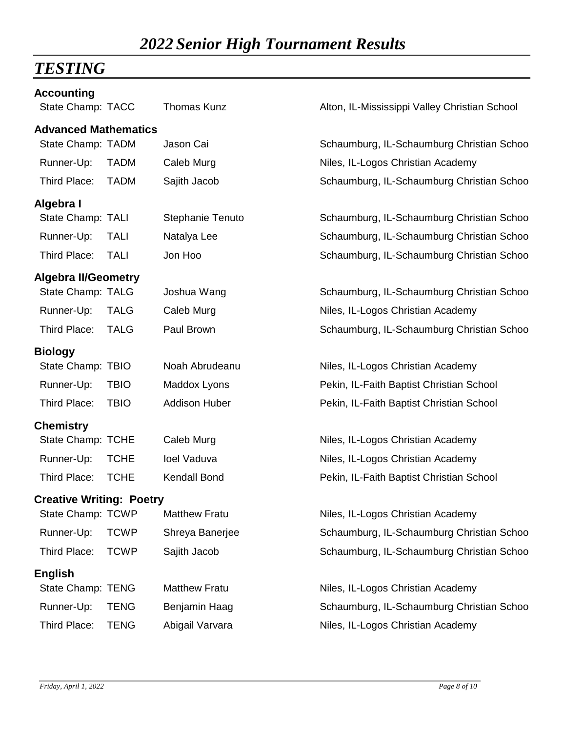# *2022 Senior High Tournament Results*

## *TESTING*

### Accounting

| | | | |
|---|---|---|---|
| State Champ: | TACC | Thomas Kunz | Alton, IL-Mississippi Valley Christian School |

### Advanced Mathematics

| | | | |
|---|---|---|---|
| State Champ: | TADM | Jason Cai | Schaumburg, IL-Schaumburg Christian Schoo |
| Runner-Up: | TADM | Caleb Murg | Niles, IL-Logos Christian Academy |
| Third Place: | TADM | Sajith Jacob | Schaumburg, IL-Schaumburg Christian Schoo |

### Algebra I

| | | | |
|---|---|---|---|
| State Champ: | TALI | Stephanie Tenuto | Schaumburg, IL-Schaumburg Christian Schoo |
| Runner-Up: | TALI | Natalya Lee | Schaumburg, IL-Schaumburg Christian Schoo |
| Third Place: | TALI | Jon Hoo | Schaumburg, IL-Schaumburg Christian Schoo |

### Algebra II/Geometry

| | | | |
|---|---|---|---|
| State Champ: | TALG | Joshua Wang | Schaumburg, IL-Schaumburg Christian Schoo |
| Runner-Up: | TALG | Caleb Murg | Niles, IL-Logos Christian Academy |
| Third Place: | TALG | Paul Brown | Schaumburg, IL-Schaumburg Christian Schoo |

### Biology

| | | | |
|---|---|---|---|
| State Champ: | TBIO | Noah Abrudeanu | Niles, IL-Logos Christian Academy |
| Runner-Up: | TBIO | Maddox Lyons | Pekin, IL-Faith Baptist Christian School |
| Third Place: | TBIO | Addison Huber | Pekin, IL-Faith Baptist Christian School |

### Chemistry

| | | | |
|---|---|---|---|
| State Champ: | TCHE | Caleb Murg | Niles, IL-Logos Christian Academy |
| Runner-Up: | TCHE | Ioel Vaduva | Niles, IL-Logos Christian Academy |
| Third Place: | TCHE | Kendall Bond | Pekin, IL-Faith Baptist Christian School |

### Creative Writing: Poetry

| | | | |
|---|---|---|---|
| State Champ: | TCWP | Matthew Fratu | Niles, IL-Logos Christian Academy |
| Runner-Up: | TCWP | Shreya Banerjee | Schaumburg, IL-Schaumburg Christian Schoo |
| Third Place: | TCWP | Sajith Jacob | Schaumburg, IL-Schaumburg Christian Schoo |

### English

| | | | |
|---|---|---|---|
| State Champ: | TENG | Matthew Fratu | Niles, IL-Logos Christian Academy |
| Runner-Up: | TENG | Benjamin Haag | Schaumburg, IL-Schaumburg Christian Schoo |
| Third Place: | TENG | Abigail Varvara | Niles, IL-Logos Christian Academy |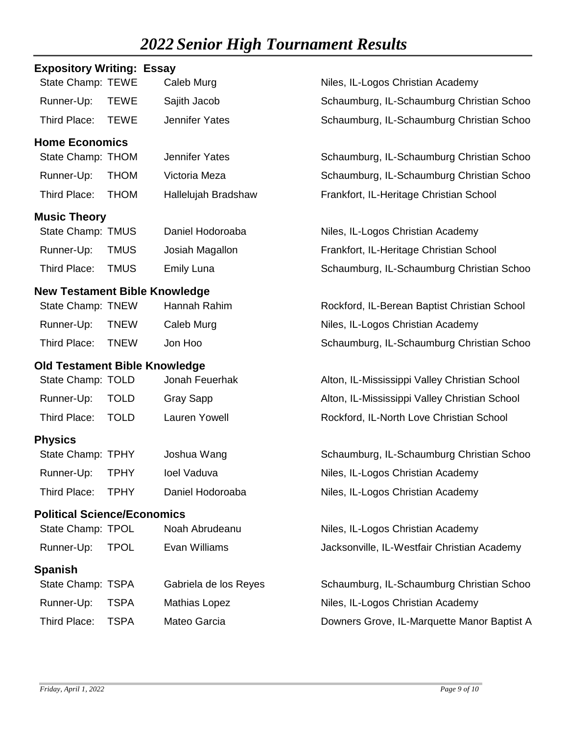# *2022 Senior High Tournament Results*

## Expository Writing: Essay

| | | | |
|---|---|---|---|
| State Champ: | TEWE | Caleb Murg | Niles, IL-Logos Christian Academy |
| Runner-Up: | TEWE | Sajith Jacob | Schaumburg, IL-Schaumburg Christian Schoo |
| Third Place: | TEWE | Jennifer Yates | Schaumburg, IL-Schaumburg Christian Schoo |

## Home Economics

| | | | |
|---|---|---|---|
| State Champ: | THOM | Jennifer Yates | Schaumburg, IL-Schaumburg Christian Schoo |
| Runner-Up: | THOM | Victoria Meza | Schaumburg, IL-Schaumburg Christian Schoo |
| Third Place: | THOM | Hallelujah Bradshaw | Frankfort, IL-Heritage Christian School |

## Music Theory

| | | | |
|---|---|---|---|
| State Champ: | TMUS | Daniel Hodoroaba | Niles, IL-Logos Christian Academy |
| Runner-Up: | TMUS | Josiah Magallon | Frankfort, IL-Heritage Christian School |
| Third Place: | TMUS | Emily Luna | Schaumburg, IL-Schaumburg Christian Schoo |

## New Testament Bible Knowledge

| | | | |
|---|---|---|---|
| State Champ: | TNEW | Hannah Rahim | Rockford, IL-Berean Baptist Christian School |
| Runner-Up: | TNEW | Caleb Murg | Niles, IL-Logos Christian Academy |
| Third Place: | TNEW | Jon Hoo | Schaumburg, IL-Schaumburg Christian Schoo |

## Old Testament Bible Knowledge

| | | | |
|---|---|---|---|
| State Champ: | TOLD | Jonah Feuerhak | Alton, IL-Mississippi Valley Christian School |
| Runner-Up: | TOLD | Gray Sapp | Alton, IL-Mississippi Valley Christian School |
| Third Place: | TOLD | Lauren Yowell | Rockford, IL-North Love Christian School |

## Physics

| | | | |
|---|---|---|---|
| State Champ: | TPHY | Joshua Wang | Schaumburg, IL-Schaumburg Christian Schoo |
| Runner-Up: | TPHY | Ioel Vaduva | Niles, IL-Logos Christian Academy |
| Third Place: | TPHY | Daniel Hodoroaba | Niles, IL-Logos Christian Academy |

## Political Science/Economics

| | | | |
|---|---|---|---|
| State Champ: | TPOL | Noah Abrudeanu | Niles, IL-Logos Christian Academy |
| Runner-Up: | TPOL | Evan Williams | Jacksonville, IL-Westfair Christian Academy |

## Spanish

| | | | |
|---|---|---|---|
| State Champ: | TSPA | Gabriela de los Reyes | Schaumburg, IL-Schaumburg Christian Schoo |
| Runner-Up: | TSPA | Mathias Lopez | Niles, IL-Logos Christian Academy |
| Third Place: | TSPA | Mateo Garcia | Downers Grove, IL-Marquette Manor Baptist A |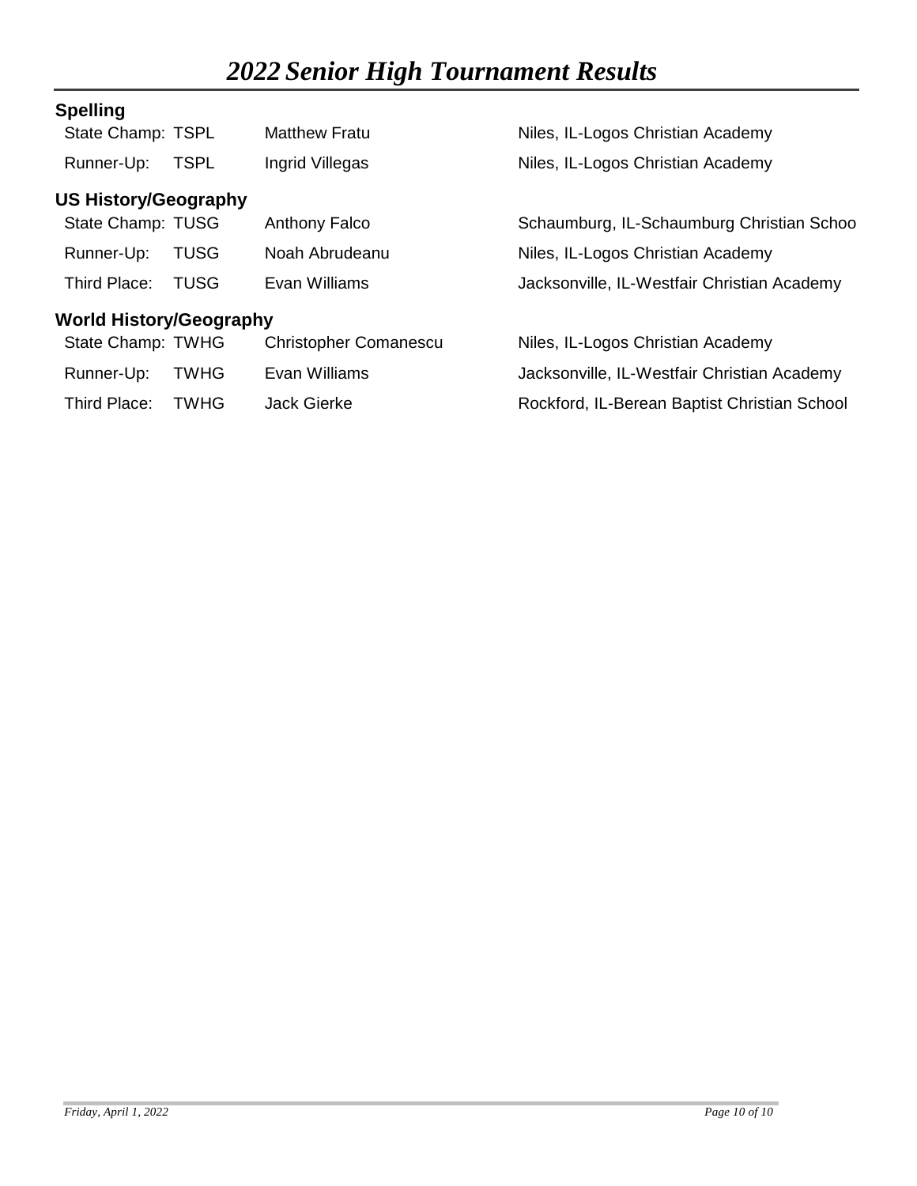# 2022 Senior High Tournament Results

## Spelling

| | | | |
|---|---|---|---|
| State Champ: | TSPL | Matthew Fratu | Niles, IL-Logos Christian Academy |
| Runner-Up: | TSPL | Ingrid Villegas | Niles, IL-Logos Christian Academy |

## US History/Geography

| | | | |
|---|---|---|---|
| State Champ: | TUSG | Anthony Falco | Schaumburg, IL-Schaumburg Christian Schoo |
| Runner-Up: | TUSG | Noah Abrudeanu | Niles, IL-Logos Christian Academy |
| Third Place: | TUSG | Evan Williams | Jacksonville, IL-Westfair Christian Academy |

## World History/Geography

| | | | |
|---|---|---|---|
| State Champ: | TWHG | Christopher Comanescu | Niles, IL-Logos Christian Academy |
| Runner-Up: | TWHG | Evan Williams | Jacksonville, IL-Westfair Christian Academy |
| Third Place: | TWHG | Jack Gierke | Rockford, IL-Berean Baptist Christian School |